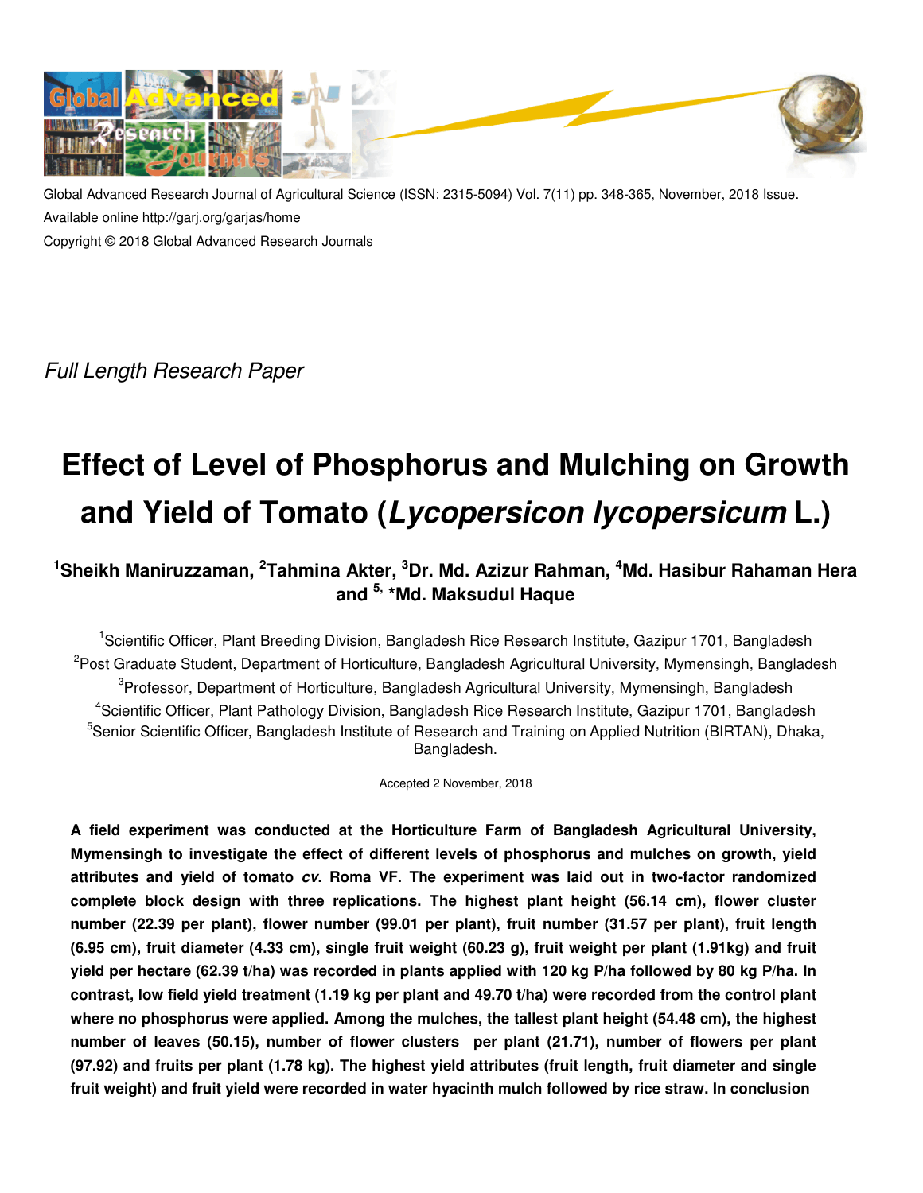Global Advanced Research Journal of Agricultural Science (ISSN: 2315-5094) Vol. 7(11) pp. 348-365, November, 2018 Issue.
Available online http://garj.org/garjas/home
Copyright © 2018 Global Advanced Research Journals

*Full Length Research Paper*

# Effect of Level of Phosphorus and Mulching on Growth and Yield of Tomato (*Lycopersicon lycopersicum* L.)

**[1]Sheikh Maniruzzaman, [2]Tahmina Akter, [3]Dr. Md. Azizur Rahman, [4]Md. Hasibur Rahaman Hera and [5], *Md. Maksudul Haque**

[1]Scientific Officer, Plant Breeding Division, Bangladesh Rice Research Institute, Gazipur 1701, Bangladesh
[2]Post Graduate Student, Department of Horticulture, Bangladesh Agricultural University, Mymensingh, Bangladesh
[3]Professor, Department of Horticulture, Bangladesh Agricultural University, Mymensingh, Bangladesh
[4]Scientific Officer, Plant Pathology Division, Bangladesh Rice Research Institute, Gazipur 1701, Bangladesh
[5]Senior Scientific Officer, Bangladesh Institute of Research and Training on Applied Nutrition (BIRTAN), Dhaka, Bangladesh.

Accepted 2 November, 2018

**A field experiment was conducted at the Horticulture Farm of Bangladesh Agricultural University, Mymensingh to investigate the effect of different levels of phosphorus and mulches on growth, yield attributes and yield of tomato *cv.* Roma VF. The experiment was laid out in two-factor randomized complete block design with three replications. The highest plant height (56.14 cm), flower cluster number (22.39 per plant), flower number (99.01 per plant), fruit number (31.57 per plant), fruit length (6.95 cm), fruit diameter (4.33 cm), single fruit weight (60.23 g), fruit weight per plant (1.91kg) and fruit yield per hectare (62.39 t/ha) was recorded in plants applied with 120 kg P/ha followed by 80 kg P/ha. In contrast, low field yield treatment (1.19 kg per plant and 49.70 t/ha) were recorded from the control plant where no phosphorus were applied. Among the mulches, the tallest plant height (54.48 cm), the highest number of leaves (50.15), number of flower clusters per plant (21.71), number of flowers per plant (97.92) and fruits per plant (1.78 kg). The highest yield attributes (fruit length, fruit diameter and single fruit weight) and fruit yield were recorded in water hyacinth mulch followed by rice straw. In conclusion**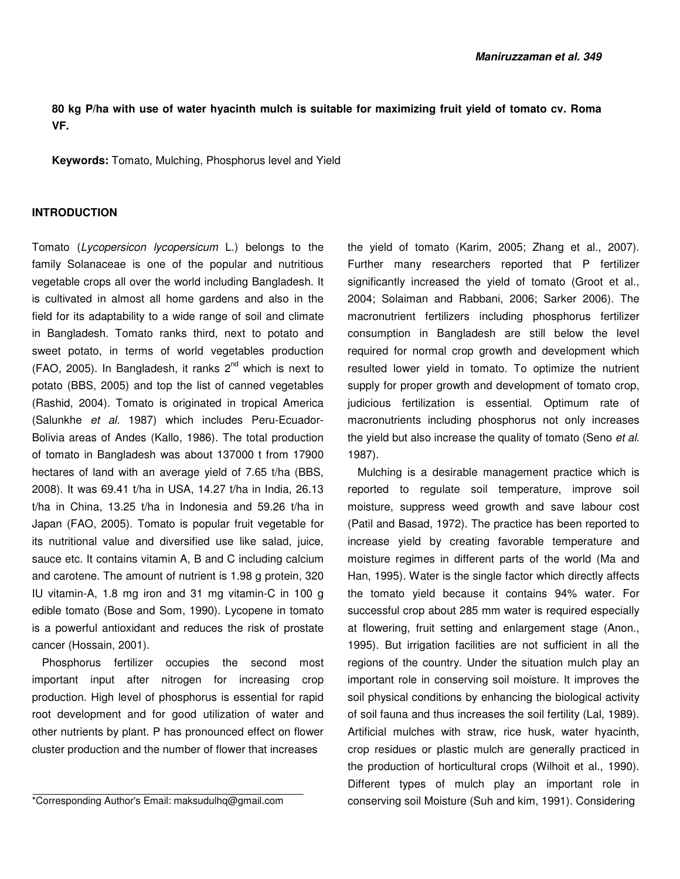**80 kg P/ha with use of water hyacinth mulch is suitable for maximizing fruit yield of tomato cv. Roma VF.**

**Keywords:** Tomato, Mulching, Phosphorus level and Yield

## INTRODUCTION

Tomato (*Lycopersicon lycopersicum* L.) belongs to the family Solanaceae is one of the popular and nutritious vegetable crops all over the world including Bangladesh. It is cultivated in almost all home gardens and also in the field for its adaptability to a wide range of soil and climate in Bangladesh. Tomato ranks third, next to potato and sweet potato, in terms of world vegetables production (FAO, 2005). In Bangladesh, it ranks 2[nd] which is next to potato (BBS, 2005) and top the list of canned vegetables (Rashid, 2004). Tomato is originated in tropical America (Salunkhe *et al*. 1987) which includes Peru-Ecuador-Bolivia areas of Andes (Kallo, 1986). The total production of tomato in Bangladesh was about 137000 t from 17900 hectares of land with an average yield of 7.65 t/ha (BBS, 2008). It was 69.41 t/ha in USA, 14.27 t/ha in India, 26.13 t/ha in China, 13.25 t/ha in Indonesia and 59.26 t/ha in Japan (FAO, 2005). Tomato is popular fruit vegetable for its nutritional value and diversified use like salad, juice, sauce etc. It contains vitamin A, B and C including calcium and carotene. The amount of nutrient is 1.98 g protein, 320 IU vitamin-A, 1.8 mg iron and 31 mg vitamin-C in 100 g edible tomato (Bose and Som, 1990). Lycopene in tomato is a powerful antioxidant and reduces the risk of prostate cancer (Hossain, 2001).

Phosphorus fertilizer occupies the second most important input after nitrogen for increasing crop production. High level of phosphorus is essential for rapid root development and for good utilization of water and other nutrients by plant. P has pronounced effect on flower cluster production and the number of flower that increases the yield of tomato (Karim, 2005; Zhang et al., 2007). Further many researchers reported that P fertilizer significantly increased the yield of tomato (Groot et al., 2004; Solaiman and Rabbani, 2006; Sarker 2006). The macronutrient fertilizers including phosphorus fertilizer consumption in Bangladesh are still below the level required for normal crop growth and development which resulted lower yield in tomato. To optimize the nutrient supply for proper growth and development of tomato crop, judicious fertilization is essential. Optimum rate of macronutrients including phosphorus not only increases the yield but also increase the quality of tomato (Seno *et al.* 1987).

Mulching is a desirable management practice which is reported to regulate soil temperature, improve soil moisture, suppress weed growth and save labour cost (Patil and Basad, 1972). The practice has been reported to increase yield by creating favorable temperature and moisture regimes in different parts of the world (Ma and Han, 1995). Water is the single factor which directly affects the tomato yield because it contains 94% water. For successful crop about 285 mm water is required especially at flowering, fruit setting and enlargement stage (Anon., 1995). But irrigation facilities are not sufficient in all the regions of the country. Under the situation mulch play an important role in conserving soil moisture. It improves the soil physical conditions by enhancing the biological activity of soil fauna and thus increases the soil fertility (Lal, 1989). Artificial mulches with straw, rice husk, water hyacinth, crop residues or plastic mulch are generally practiced in the production of horticultural crops (Wilhoit et al., 1990). Different types of mulch play an important role in conserving soil Moisture (Suh and kim, 1991). Considering

*Corresponding Author's Email: maksudulhq@gmail.com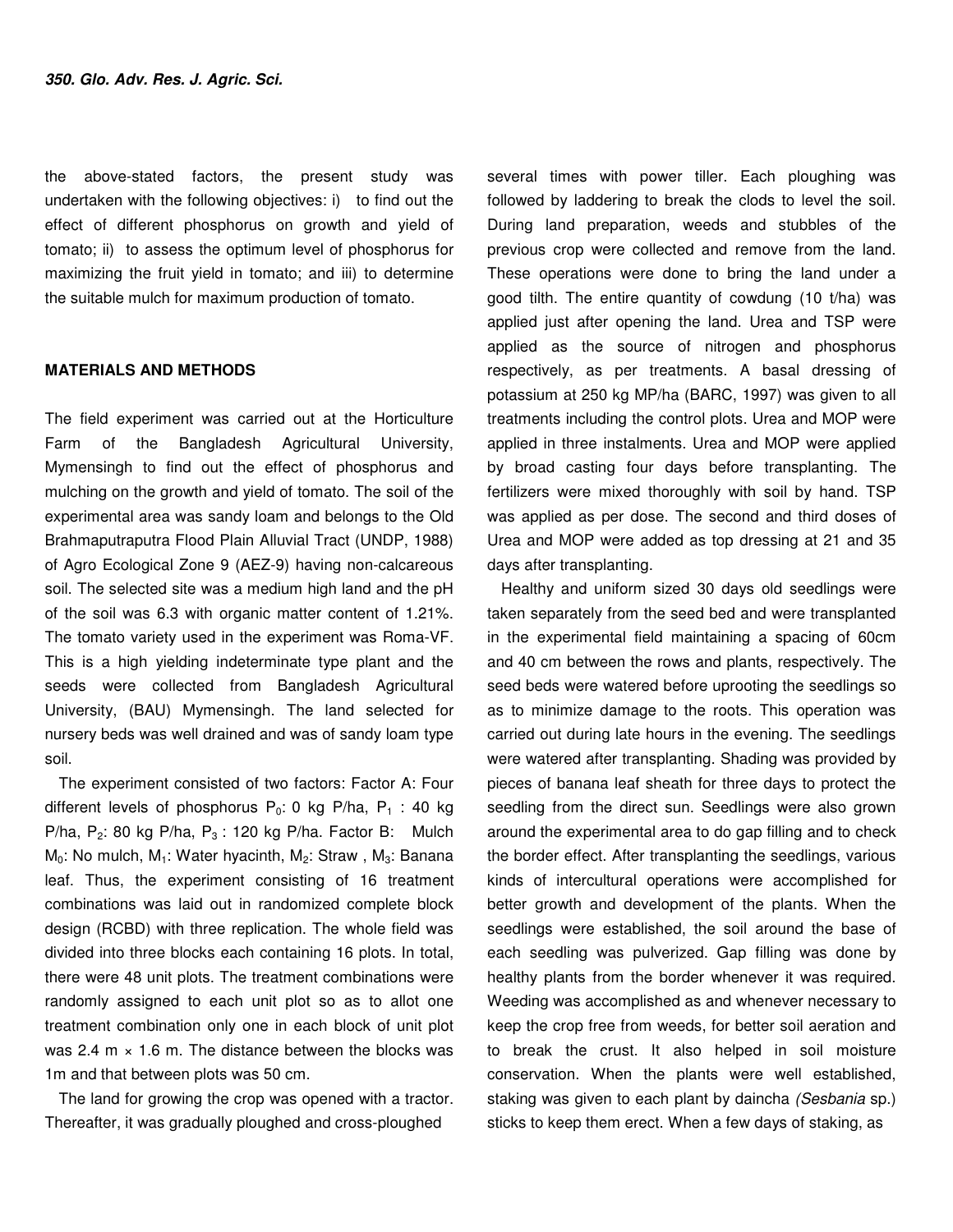the above-stated factors, the present study was undertaken with the following objectives: i) to find out the effect of different phosphorus on growth and yield of tomato; ii) to assess the optimum level of phosphorus for maximizing the fruit yield in tomato; and iii) to determine the suitable mulch for maximum production of tomato.

## MATERIALS AND METHODS

The field experiment was carried out at the Horticulture Farm of the Bangladesh Agricultural University, Mymensingh to find out the effect of phosphorus and mulching on the growth and yield of tomato. The soil of the experimental area was sandy loam and belongs to the Old Brahmaputraputra Flood Plain Alluvial Tract (UNDP, 1988) of Agro Ecological Zone 9 (AEZ-9) having non-calcareous soil. The selected site was a medium high land and the pH of the soil was 6.3 with organic matter content of 1.21%. The tomato variety used in the experiment was Roma-VF. This is a high yielding indeterminate type plant and the seeds were collected from Bangladesh Agricultural University, (BAU) Mymensingh. The land selected for nursery beds was well drained and was of sandy loam type soil.

The experiment consisted of two factors: Factor A: Four different levels of phosphorus $P_0$: 0 kg P/ha, $P_1$ : 40 kg P/ha, $P_2$: 80 kg P/ha, $P_3$ : 120 kg P/ha. Factor B: Mulch $M_0$: No mulch, $M_1$: Water hyacinth, $M_2$: Straw , $M_3$: Banana leaf. Thus, the experiment consisting of 16 treatment combinations was laid out in randomized complete block design (RCBD) with three replication. The whole field was divided into three blocks each containing 16 plots. In total, there were 48 unit plots. The treatment combinations were randomly assigned to each unit plot so as to allot one treatment combination only one in each block of unit plot was 2.4 m × 1.6 m. The distance between the blocks was 1m and that between plots was 50 cm.

The land for growing the crop was opened with a tractor. Thereafter, it was gradually ploughed and cross-ploughed several times with power tiller. Each ploughing was followed by laddering to break the clods to level the soil. During land preparation, weeds and stubbles of the previous crop were collected and remove from the land. These operations were done to bring the land under a good tilth. The entire quantity of cowdung (10 t/ha) was applied just after opening the land. Urea and TSP were applied as the source of nitrogen and phosphorus respectively, as per treatments. A basal dressing of potassium at 250 kg MP/ha (BARC, 1997) was given to all treatments including the control plots. Urea and MOP were applied in three instalments. Urea and MOP were applied by broad casting four days before transplanting. The fertilizers were mixed thoroughly with soil by hand. TSP was applied as per dose. The second and third doses of Urea and MOP were added as top dressing at 21 and 35 days after transplanting.

Healthy and uniform sized 30 days old seedlings were taken separately from the seed bed and were transplanted in the experimental field maintaining a spacing of 60cm and 40 cm between the rows and plants, respectively. The seed beds were watered before uprooting the seedlings so as to minimize damage to the roots. This operation was carried out during late hours in the evening. The seedlings were watered after transplanting. Shading was provided by pieces of banana leaf sheath for three days to protect the seedling from the direct sun. Seedlings were also grown around the experimental area to do gap filling and to check the border effect. After transplanting the seedlings, various kinds of intercultural operations were accomplished for better growth and development of the plants. When the seedlings were established, the soil around the base of each seedling was pulverized. Gap filling was done by healthy plants from the border whenever it was required. Weeding was accomplished as and whenever necessary to keep the crop free from weeds, for better soil aeration and to break the crust. It also helped in soil moisture conservation. When the plants were well established, staking was given to each plant by daincha *(Sesbania* sp.) sticks to keep them erect. When a few days of staking, as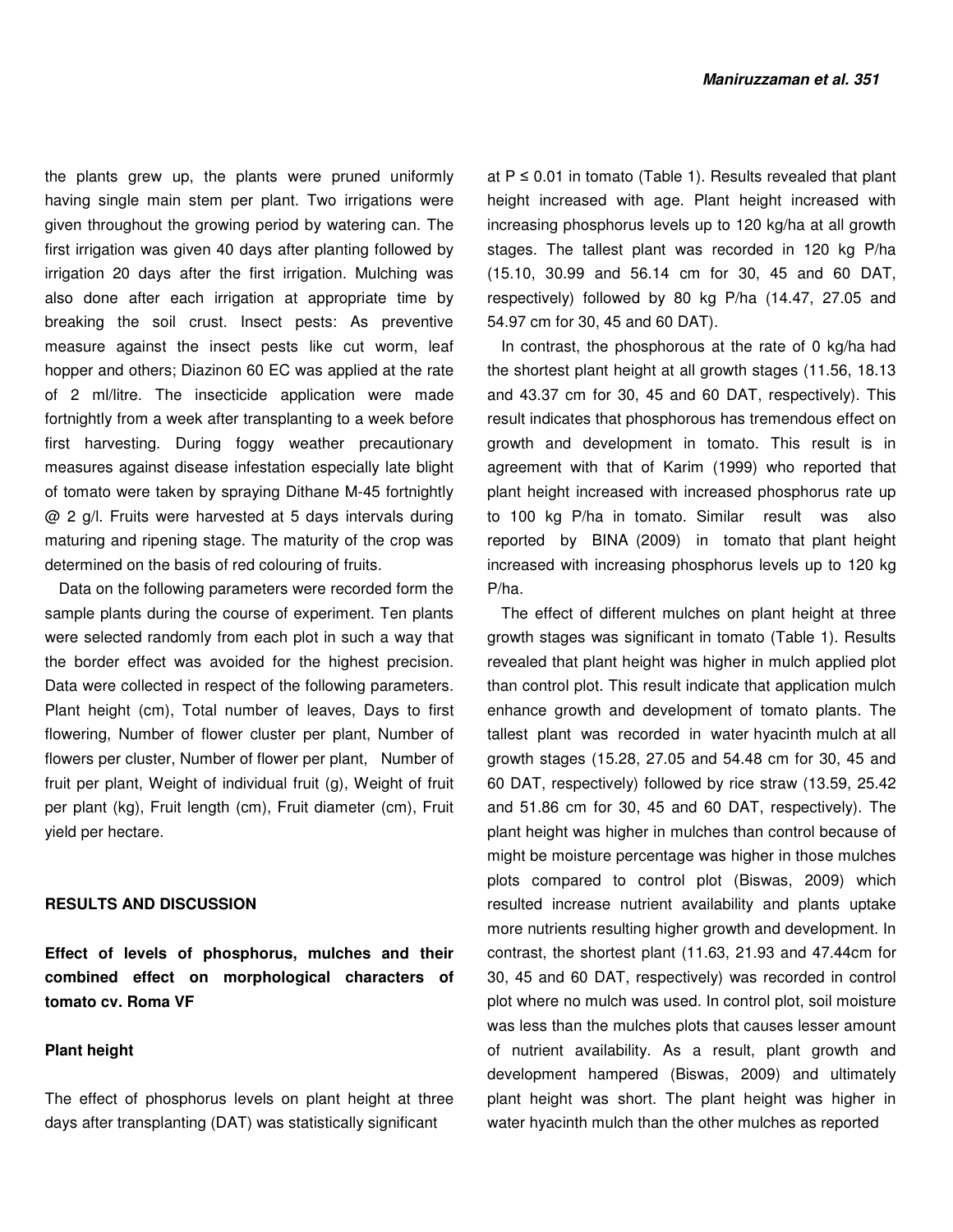the plants grew up, the plants were pruned uniformly having single main stem per plant. Two irrigations were given throughout the growing period by watering can. The first irrigation was given 40 days after planting followed by irrigation 20 days after the first irrigation. Mulching was also done after each irrigation at appropriate time by breaking the soil crust. Insect pests: As preventive measure against the insect pests like cut worm, leaf hopper and others; Diazinon 60 EC was applied at the rate of 2 ml/litre. The insecticide application were made fortnightly from a week after transplanting to a week before first harvesting. During foggy weather precautionary measures against disease infestation especially late blight of tomato were taken by spraying Dithane M-45 fortnightly @ 2 g/l. Fruits were harvested at 5 days intervals during maturing and ripening stage. The maturity of the crop was determined on the basis of red colouring of fruits.

Data on the following parameters were recorded form the sample plants during the course of experiment. Ten plants were selected randomly from each plot in such a way that the border effect was avoided for the highest precision. Data were collected in respect of the following parameters. Plant height (cm), Total number of leaves, Days to first flowering, Number of flower cluster per plant, Number of flowers per cluster, Number of flower per plant, Number of fruit per plant, Weight of individual fruit (g), Weight of fruit per plant (kg), Fruit length (cm), Fruit diameter (cm), Fruit yield per hectare.

## RESULTS AND DISCUSSION

### Effect of levels of phosphorus, mulches and their combined effect on morphological characters of tomato cv. Roma VF

#### Plant height

The effect of phosphorus levels on plant height at three days after transplanting (DAT) was statistically significant at $P \leq 0.01$ in tomato (Table 1). Results revealed that plant height increased with age. Plant height increased with increasing phosphorus levels up to 120 kg/ha at all growth stages. The tallest plant was recorded in 120 kg P/ha (15.10, 30.99 and 56.14 cm for 30, 45 and 60 DAT, respectively) followed by 80 kg P/ha (14.47, 27.05 and 54.97 cm for 30, 45 and 60 DAT).

In contrast, the phosphorous at the rate of 0 kg/ha had the shortest plant height at all growth stages (11.56, 18.13 and 43.37 cm for 30, 45 and 60 DAT, respectively). This result indicates that phosphorous has tremendous effect on growth and development in tomato. This result is in agreement with that of Karim (1999) who reported that plant height increased with increased phosphorus rate up to 100 kg P/ha in tomato. Similar result was also reported by BINA (2009) in tomato that plant height increased with increasing phosphorus levels up to 120 kg P/ha.

The effect of different mulches on plant height at three growth stages was significant in tomato (Table 1). Results revealed that plant height was higher in mulch applied plot than control plot. This result indicate that application mulch enhance growth and development of tomato plants. The tallest plant was recorded in water hyacinth mulch at all growth stages (15.28, 27.05 and 54.48 cm for 30, 45 and 60 DAT, respectively) followed by rice straw (13.59, 25.42 and 51.86 cm for 30, 45 and 60 DAT, respectively). The plant height was higher in mulches than control because of might be moisture percentage was higher in those mulches plots compared to control plot (Biswas, 2009) which resulted increase nutrient availability and plants uptake more nutrients resulting higher growth and development. In contrast, the shortest plant (11.63, 21.93 and 47.44cm for 30, 45 and 60 DAT, respectively) was recorded in control plot where no mulch was used. In control plot, soil moisture was less than the mulches plots that causes lesser amount of nutrient availability. As a result, plant growth and development hampered (Biswas, 2009) and ultimately plant height was short. The plant height was higher in water hyacinth mulch than the other mulches as reported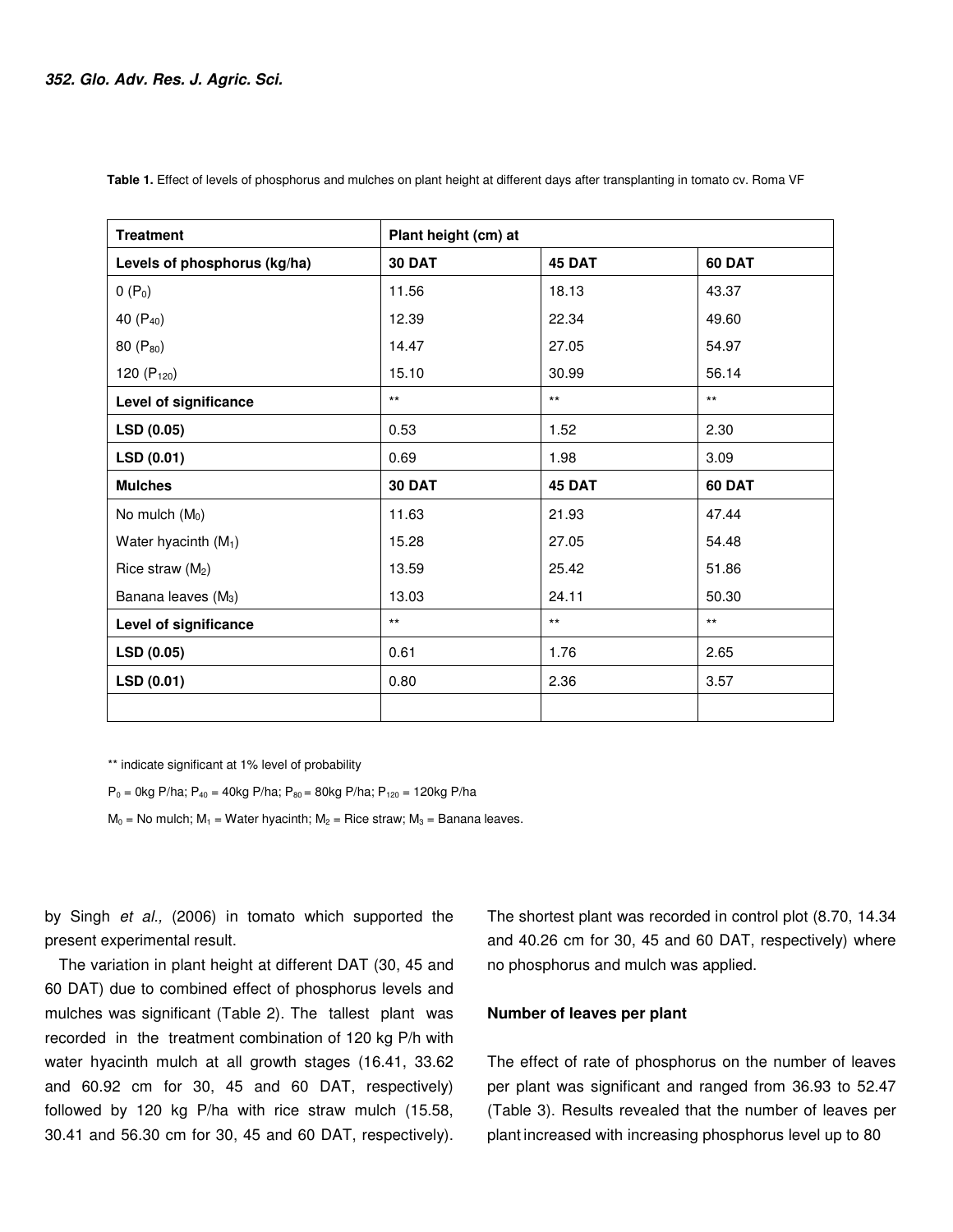**Table 1.** Effect of levels of phosphorus and mulches on plant height at different days after transplanting in tomato cv. Roma VF

| Treatment | Plant height (cm) at | | |
|---|---|---|---|
| **Levels of phosphorus (kg/ha)** | **30 DAT** | **45 DAT** | **60 DAT** |
| 0 ($P_0$) | 11.56 | 18.13 | 43.37 |
| 40 ($P_{40}$) | 12.39 | 22.34 | 49.60 |
| 80 ($P_{80}$) | 14.47 | 27.05 | 54.97 |
| 120 ($P_{120}$) | 15.10 | 30.99 | 56.14 |
| **Level of significance** | ** | ** | ** |
| **LSD (0.05)** | 0.53 | 1.52 | 2.30 |
| **LSD (0.01)** | 0.69 | 1.98 | 3.09 |
| **Mulches** | **30 DAT** | **45 DAT** | **60 DAT** |
| No mulch ($M_0$) | 11.63 | 21.93 | 47.44 |
| Water hyacinth ($M_1$) | 15.28 | 27.05 | 54.48 |
| Rice straw ($M_2$) | 13.59 | 25.42 | 51.86 |
| Banana leaves ($M_3$) | 13.03 | 24.11 | 50.30 |
| **Level of significance** | ** | ** | ** |
| **LSD (0.05)** | 0.61 | 1.76 | 2.65 |
| **LSD (0.01)** | 0.80 | 2.36 | 3.57 |

** indicate significant at 1% level of probability

$P_0$ = 0kg P/ha; $P_{40}$ = 40kg P/ha; $P_{80}$ = 80kg P/ha; $P_{120}$ = 120kg P/ha

$M_0$ = No mulch; $M_1$ = Water hyacinth; $M_2$ = Rice straw; $M_3$ = Banana leaves.

by Singh *et al.,* (2006) in tomato which supported the present experimental result.

The variation in plant height at different DAT (30, 45 and 60 DAT) due to combined effect of phosphorus levels and mulches was significant (Table 2). The tallest plant was recorded in the treatment combination of 120 kg P/h with water hyacinth mulch at all growth stages (16.41, 33.62 and 60.92 cm for 30, 45 and 60 DAT, respectively) followed by 120 kg P/ha with rice straw mulch (15.58, 30.41 and 56.30 cm for 30, 45 and 60 DAT, respectively). The shortest plant was recorded in control plot (8.70, 14.34 and 40.26 cm for 30, 45 and 60 DAT, respectively) where no phosphorus and mulch was applied.

### Number of leaves per plant

The effect of rate of phosphorus on the number of leaves per plant was significant and ranged from 36.93 to 52.47 (Table 3). Results revealed that the number of leaves per plant increased with increasing phosphorus level up to 80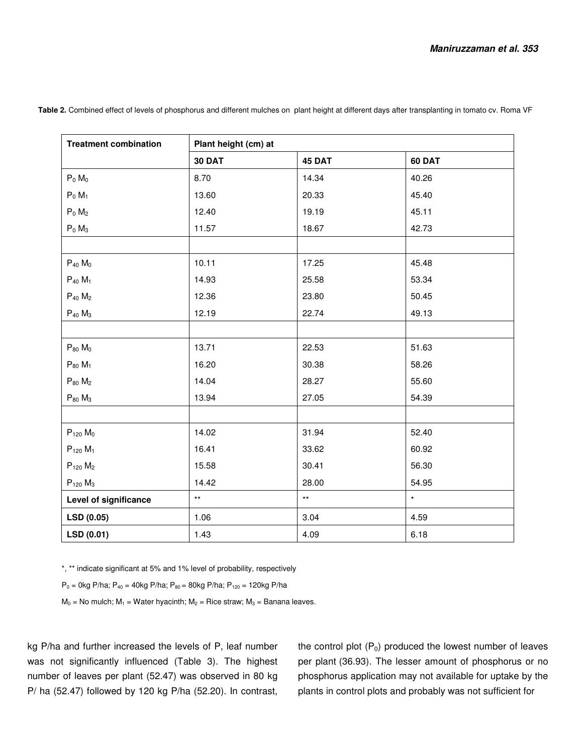**Table 2.** Combined effect of levels of phosphorus and different mulches on plant height at different days after transplanting in tomato cv. Roma VF

| Treatment combination | Plant height (cm) at | | |
|---|---|---|---|
| | **30 DAT** | **45 DAT** | **60 DAT** |
| $P_0 M_0$ | 8.70 | 14.34 | 40.26 |
| $P_0 M_1$ | 13.60 | 20.33 | 45.40 |
| $P_0 M_2$ | 12.40 | 19.19 | 45.11 |
| $P_0 M_3$ | 11.57 | 18.67 | 42.73 |
| | | | |
| $P_{40} M_0$ | 10.11 | 17.25 | 45.48 |
| $P_{40} M_1$ | 14.93 | 25.58 | 53.34 |
| $P_{40} M_2$ | 12.36 | 23.80 | 50.45 |
| $P_{40} M_3$ | 12.19 | 22.74 | 49.13 |
| | | | |
| $P_{80} M_0$ | 13.71 | 22.53 | 51.63 |
| $P_{80} M_1$ | 16.20 | 30.38 | 58.26 |
| $P_{80} M_2$ | 14.04 | 28.27 | 55.60 |
| $P_{80} M_3$ | 13.94 | 27.05 | 54.39 |
| | | | |
| $P_{120} M_0$ | 14.02 | 31.94 | 52.40 |
| $P_{120} M_1$ | 16.41 | 33.62 | 60.92 |
| $P_{120} M_2$ | 15.58 | 30.41 | 56.30 |
| $P_{120} M_3$ | 14.42 | 28.00 | 54.95 |
| **Level of significance** | ** | ** | * |
| **LSD (0.05)** | 1.06 | 3.04 | 4.59 |
| **LSD (0.01)** | 1.43 | 4.09 | 6.18 |

*, ** indicate significant at 5% and 1% level of probability, respectively

$P_0$ = 0kg P/ha; $P_{40}$ = 40kg P/ha; $P_{80}$ = 80kg P/ha; $P_{120}$ = 120kg P/ha

$M_0$ = No mulch; $M_1$ = Water hyacinth; $M_2$ = Rice straw; $M_3$ = Banana leaves.

kg P/ha and further increased the levels of P, leaf number was not significantly influenced (Table 3). The highest number of leaves per plant (52.47) was observed in 80 kg P/ ha (52.47) followed by 120 kg P/ha (52.20). In contrast, the control plot ($P_0$) produced the lowest number of leaves per plant (36.93). The lesser amount of phosphorus or no phosphorus application may not available for uptake by the plants in control plots and probably was not sufficient for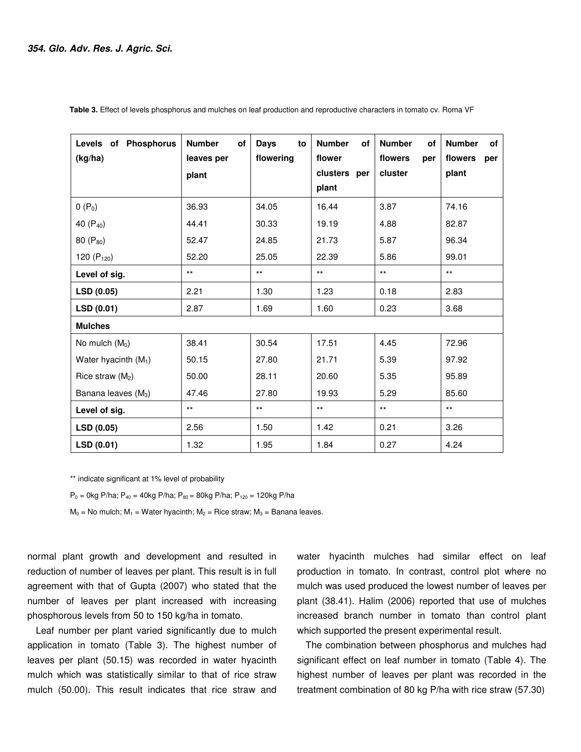**Table 3.** Effect of levels phosphorus and mulches on leaf production and reproductive characters in tomato cv. Roma VF

| Levels of Phosphorus (kg/ha) | Number of leaves per plant | Days to flowering | Number of flower clusters per plant | Number of flowers per cluster | Number of flowers per plant |
|---|---|---|---|---|---|
| 0 ($P_0$) | 36.93 | 34.05 | 16.44 | 3.87 | 74.16 |
| 40 ($P_{40}$) | 44.41 | 30.33 | 19.19 | 4.88 | 82.87 |
| 80 ($P_{80}$) | 52.47 | 24.85 | 21.73 | 5.87 | 96.34 |
| 120 ($P_{120}$) | 52.20 | 25.05 | 22.39 | 5.86 | 99.01 |
| **Level of sig.** | ** | ** | ** | ** | ** |
| **LSD (0.05)** | 2.21 | 1.30 | 1.23 | 0.18 | 2.83 |
| **LSD (0.01)** | 2.87 | 1.69 | 1.60 | 0.23 | 3.68 |
| **Mulches** | | | | | |
| No mulch ($M_0$) | 38.41 | 30.54 | 17.51 | 4.45 | 72.96 |
| Water hyacinth ($M_1$) | 50.15 | 27.80 | 21.71 | 5.39 | 97.92 |
| Rice straw ($M_2$) | 50.00 | 28.11 | 20.60 | 5.35 | 95.89 |
| Banana leaves ($M_3$) | 47.46 | 27.80 | 19.93 | 5.29 | 85.60 |
| **Level of sig.** | ** | ** | ** | ** | ** |
| **LSD (0.05)** | 2.56 | 1.50 | 1.42 | 0.21 | 3.26 |
| **LSD (0.01)** | 1.32 | 1.95 | 1.84 | 0.27 | 4.24 |

** indicate significant at 1% level of probability

$P_0$ = 0kg P/ha; $P_{40}$ = 40kg P/ha; $P_{80}$ = 80kg P/ha; $P_{120}$ = 120kg P/ha

$M_0$ = No mulch; $M_1$ = Water hyacinth; $M_2$ = Rice straw; $M_3$ = Banana leaves.

normal plant growth and development and resulted in reduction of number of leaves per plant. This result is in full agreement with that of Gupta (2007) who stated that the number of leaves per plant increased with increasing phosphorous levels from 50 to 150 kg/ha in tomato.

Leaf number per plant varied significantly due to mulch application in tomato (Table 3). The highest number of leaves per plant (50.15) was recorded in water hyacinth mulch which was statistically similar to that of rice straw mulch (50.00). This result indicates that rice straw and water hyacinth mulches had similar effect on leaf production in tomato. In contrast, control plot where no mulch was used produced the lowest number of leaves per plant (38.41). Halim (2006) reported that use of mulches increased branch number in tomato than control plant which supported the present experimental result.

The combination between phosphorus and mulches had significant effect on leaf number in tomato (Table 4). The highest number of leaves per plant was recorded in the treatment combination of 80 kg P/ha with rice straw (57.30)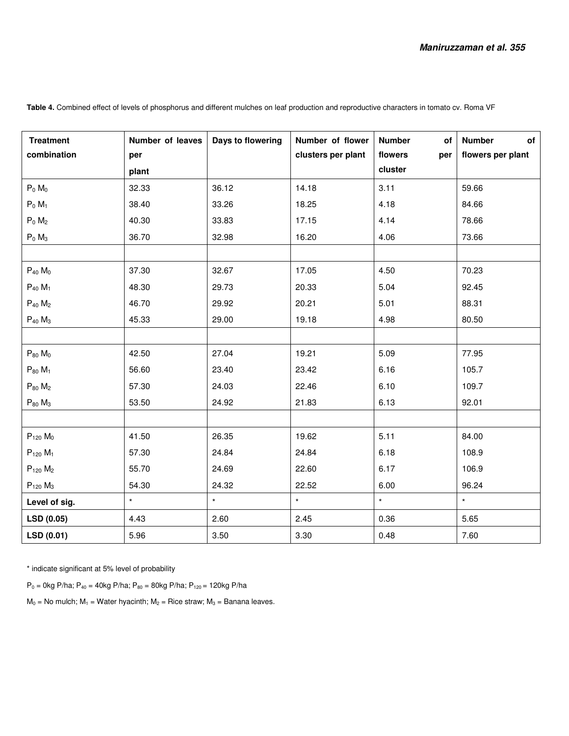**Table 4.** Combined effect of levels of phosphorus and different mulches on leaf production and reproductive characters in tomato cv. Roma VF

| Treatment combination | Number of leaves per plant | Days to flowering | Number of flower clusters per plant | Number of flowers per cluster | Number of flowers per plant |
|---|---|---|---|---|---|
| $P_0$ $M_0$ | 32.33 | 36.12 | 14.18 | 3.11 | 59.66 |
| $P_0$ $M_1$ | 38.40 | 33.26 | 18.25 | 4.18 | 84.66 |
| $P_0$ $M_2$ | 40.30 | 33.83 | 17.15 | 4.14 | 78.66 |
| $P_0$ $M_3$ | 36.70 | 32.98 | 16.20 | 4.06 | 73.66 |
| | | | | | |
| $P_{40}$ $M_0$ | 37.30 | 32.67 | 17.05 | 4.50 | 70.23 |
| $P_{40}$ $M_1$ | 48.30 | 29.73 | 20.33 | 5.04 | 92.45 |
| $P_{40}$ $M_2$ | 46.70 | 29.92 | 20.21 | 5.01 | 88.31 |
| $P_{40}$ $M_3$ | 45.33 | 29.00 | 19.18 | 4.98 | 80.50 |
| | | | | | |
| $P_{80}$ $M_0$ | 42.50 | 27.04 | 19.21 | 5.09 | 77.95 |
| $P_{80}$ $M_1$ | 56.60 | 23.40 | 23.42 | 6.16 | 105.7 |
| $P_{80}$ $M_2$ | 57.30 | 24.03 | 22.46 | 6.10 | 109.7 |
| $P_{80}$ $M_3$ | 53.50 | 24.92 | 21.83 | 6.13 | 92.01 |
| | | | | | |
| $P_{120}$ $M_0$ | 41.50 | 26.35 | 19.62 | 5.11 | 84.00 |
| $P_{120}$ $M_1$ | 57.30 | 24.84 | 24.84 | 6.18 | 108.9 |
| $P_{120}$ $M_2$ | 55.70 | 24.69 | 22.60 | 6.17 | 106.9 |
| $P_{120}$ $M_3$ | 54.30 | 24.32 | 22.52 | 6.00 | 96.24 |
| **Level of sig.** | * | * | * | * | * |
| **LSD (0.05)** | 4.43 | 2.60 | 2.45 | 0.36 | 5.65 |
| **LSD (0.01)** | 5.96 | 3.50 | 3.30 | 0.48 | 7.60 |

* indicate significant at 5% level of probability

$P_0$ = 0kg P/ha; $P_{40}$ = 40kg P/ha; $P_{80}$ = 80kg P/ha; $P_{120}$ = 120kg P/ha

$M_0$ = No mulch; $M_1$ = Water hyacinth; $M_2$ = Rice straw; $M_3$ = Banana leaves.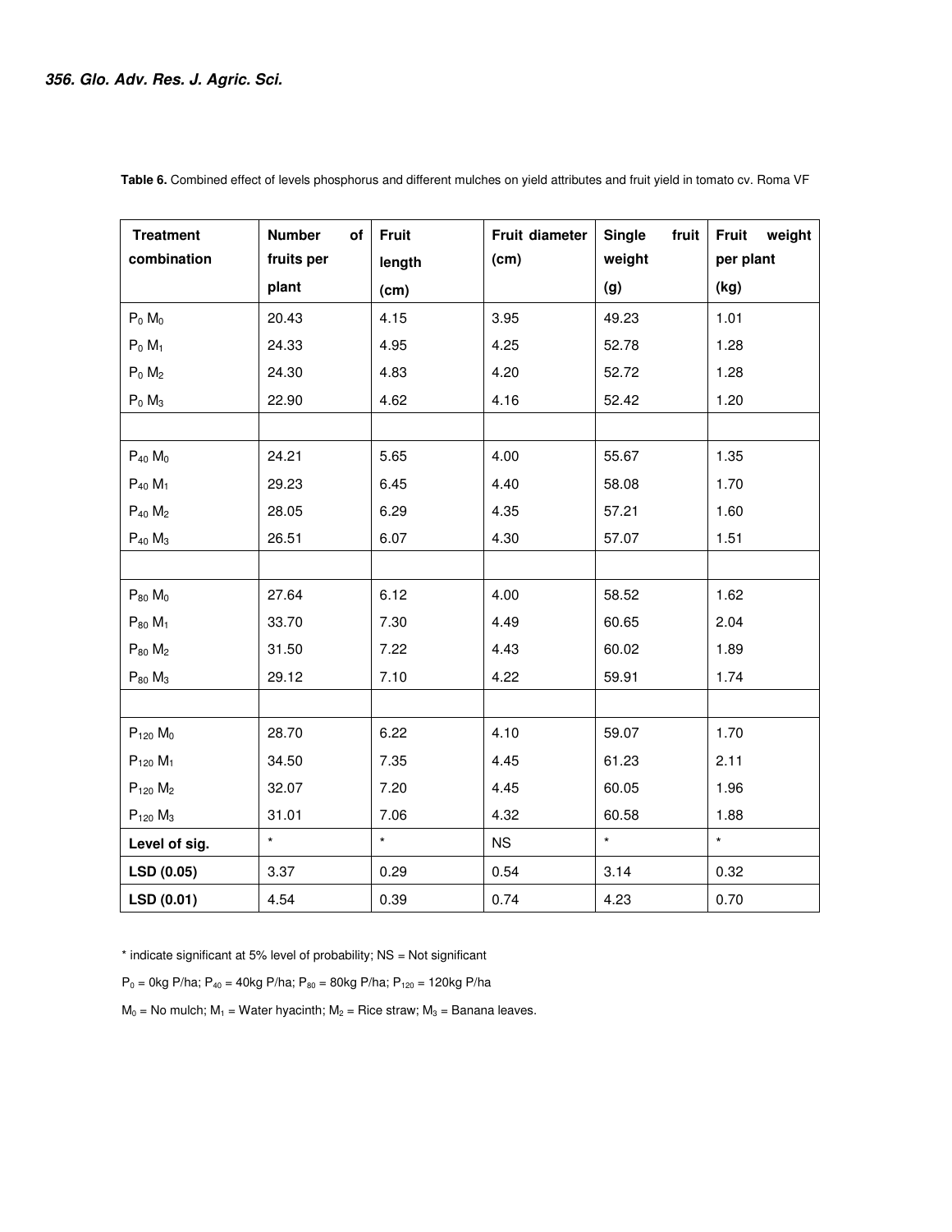**Table 6.** Combined effect of levels phosphorus and different mulches on yield attributes and fruit yield in tomato cv. Roma VF

| Treatment combination | Number of fruits per plant | Fruit length (cm) | Fruit diameter (cm) | Single fruit weight (g) | Fruit weight per plant (kg) |
|---|---|---|---|---|---|
| $P_0$ $M_0$ | 20.43 | 4.15 | 3.95 | 49.23 | 1.01 |
| $P_0$ $M_1$ | 24.33 | 4.95 | 4.25 | 52.78 | 1.28 |
| $P_0$ $M_2$ | 24.30 | 4.83 | 4.20 | 52.72 | 1.28 |
| $P_0$ $M_3$ | 22.90 | 4.62 | 4.16 | 52.42 | 1.20 |
| | | | | | |
| $P_{40}$ $M_0$ | 24.21 | 5.65 | 4.00 | 55.67 | 1.35 |
| $P_{40}$ $M_1$ | 29.23 | 6.45 | 4.40 | 58.08 | 1.70 |
| $P_{40}$ $M_2$ | 28.05 | 6.29 | 4.35 | 57.21 | 1.60 |
| $P_{40}$ $M_3$ | 26.51 | 6.07 | 4.30 | 57.07 | 1.51 |
| | | | | | |
| $P_{80}$ $M_0$ | 27.64 | 6.12 | 4.00 | 58.52 | 1.62 |
| $P_{80}$ $M_1$ | 33.70 | 7.30 | 4.49 | 60.65 | 2.04 |
| $P_{80}$ $M_2$ | 31.50 | 7.22 | 4.43 | 60.02 | 1.89 |
| $P_{80}$ $M_3$ | 29.12 | 7.10 | 4.22 | 59.91 | 1.74 |
| | | | | | |
| $P_{120}$ $M_0$ | 28.70 | 6.22 | 4.10 | 59.07 | 1.70 |
| $P_{120}$ $M_1$ | 34.50 | 7.35 | 4.45 | 61.23 | 2.11 |
| $P_{120}$ $M_2$ | 32.07 | 7.20 | 4.45 | 60.05 | 1.96 |
| $P_{120}$ $M_3$ | 31.01 | 7.06 | 4.32 | 60.58 | 1.88 |
| **Level of sig.** | * | * | NS | * | * |
| **LSD (0.05)** | 3.37 | 0.29 | 0.54 | 3.14 | 0.32 |
| **LSD (0.01)** | 4.54 | 0.39 | 0.74 | 4.23 | 0.70 |

* indicate significant at 5% level of probability; NS = Not significant

$P_0$ = 0kg P/ha; $P_{40}$ = 40kg P/ha; $P_{80}$ = 80kg P/ha; $P_{120}$ = 120kg P/ha

$M_0$ = No mulch; $M_1$ = Water hyacinth; $M_2$ = Rice straw; $M_3$ = Banana leaves.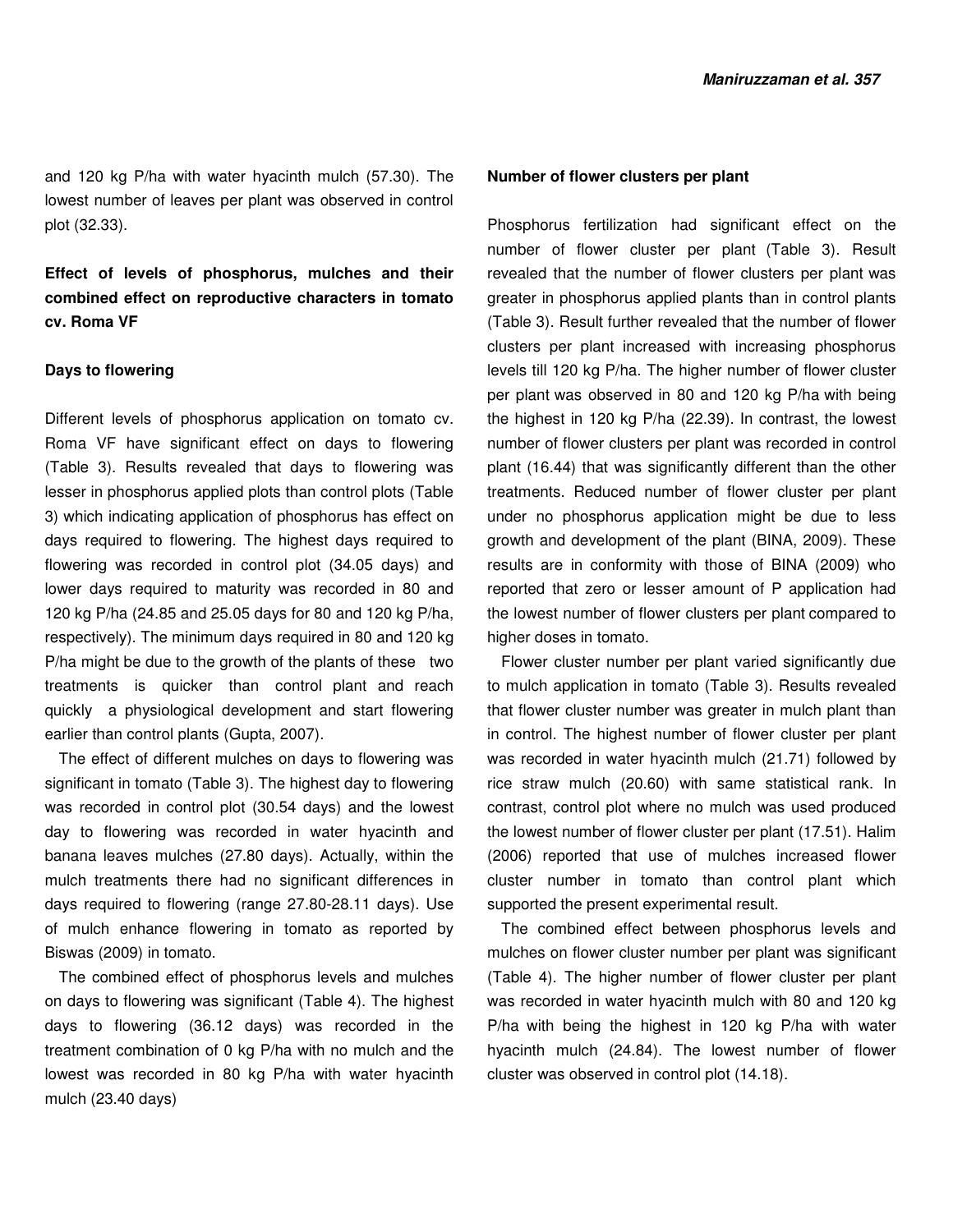and 120 kg P/ha with water hyacinth mulch (57.30). The lowest number of leaves per plant was observed in control plot (32.33).

## Effect of levels of phosphorus, mulches and their combined effect on reproductive characters in tomato cv. Roma VF

### Days to flowering

Different levels of phosphorus application on tomato cv. Roma VF have significant effect on days to flowering (Table 3). Results revealed that days to flowering was lesser in phosphorus applied plots than control plots (Table 3) which indicating application of phosphorus has effect on days required to flowering. The highest days required to flowering was recorded in control plot (34.05 days) and lower days required to maturity was recorded in 80 and 120 kg P/ha (24.85 and 25.05 days for 80 and 120 kg P/ha, respectively). The minimum days required in 80 and 120 kg P/ha might be due to the growth of the plants of these two treatments is quicker than control plant and reach quickly a physiological development and start flowering earlier than control plants (Gupta, 2007).

The effect of different mulches on days to flowering was significant in tomato (Table 3). The highest day to flowering was recorded in control plot (30.54 days) and the lowest day to flowering was recorded in water hyacinth and banana leaves mulches (27.80 days). Actually, within the mulch treatments there had no significant differences in days required to flowering (range 27.80-28.11 days). Use of mulch enhance flowering in tomato as reported by Biswas (2009) in tomato.

The combined effect of phosphorus levels and mulches on days to flowering was significant (Table 4). The highest days to flowering (36.12 days) was recorded in the treatment combination of 0 kg P/ha with no mulch and the lowest was recorded in 80 kg P/ha with water hyacinth mulch (23.40 days)

### Number of flower clusters per plant

Phosphorus fertilization had significant effect on the number of flower cluster per plant (Table 3). Result revealed that the number of flower clusters per plant was greater in phosphorus applied plants than in control plants (Table 3). Result further revealed that the number of flower clusters per plant increased with increasing phosphorus levels till 120 kg P/ha. The higher number of flower cluster per plant was observed in 80 and 120 kg P/ha with being the highest in 120 kg P/ha (22.39). In contrast, the lowest number of flower clusters per plant was recorded in control plant (16.44) that was significantly different than the other treatments. Reduced number of flower cluster per plant under no phosphorus application might be due to less growth and development of the plant (BINA, 2009). These results are in conformity with those of BINA (2009) who reported that zero or lesser amount of P application had the lowest number of flower clusters per plant compared to higher doses in tomato.

Flower cluster number per plant varied significantly due to mulch application in tomato (Table 3). Results revealed that flower cluster number was greater in mulch plant than in control. The highest number of flower cluster per plant was recorded in water hyacinth mulch (21.71) followed by rice straw mulch (20.60) with same statistical rank. In contrast, control plot where no mulch was used produced the lowest number of flower cluster per plant (17.51). Halim (2006) reported that use of mulches increased flower cluster number in tomato than control plant which supported the present experimental result.

The combined effect between phosphorus levels and mulches on flower cluster number per plant was significant (Table 4). The higher number of flower cluster per plant was recorded in water hyacinth mulch with 80 and 120 kg P/ha with being the highest in 120 kg P/ha with water hyacinth mulch (24.84). The lowest number of flower cluster was observed in control plot (14.18).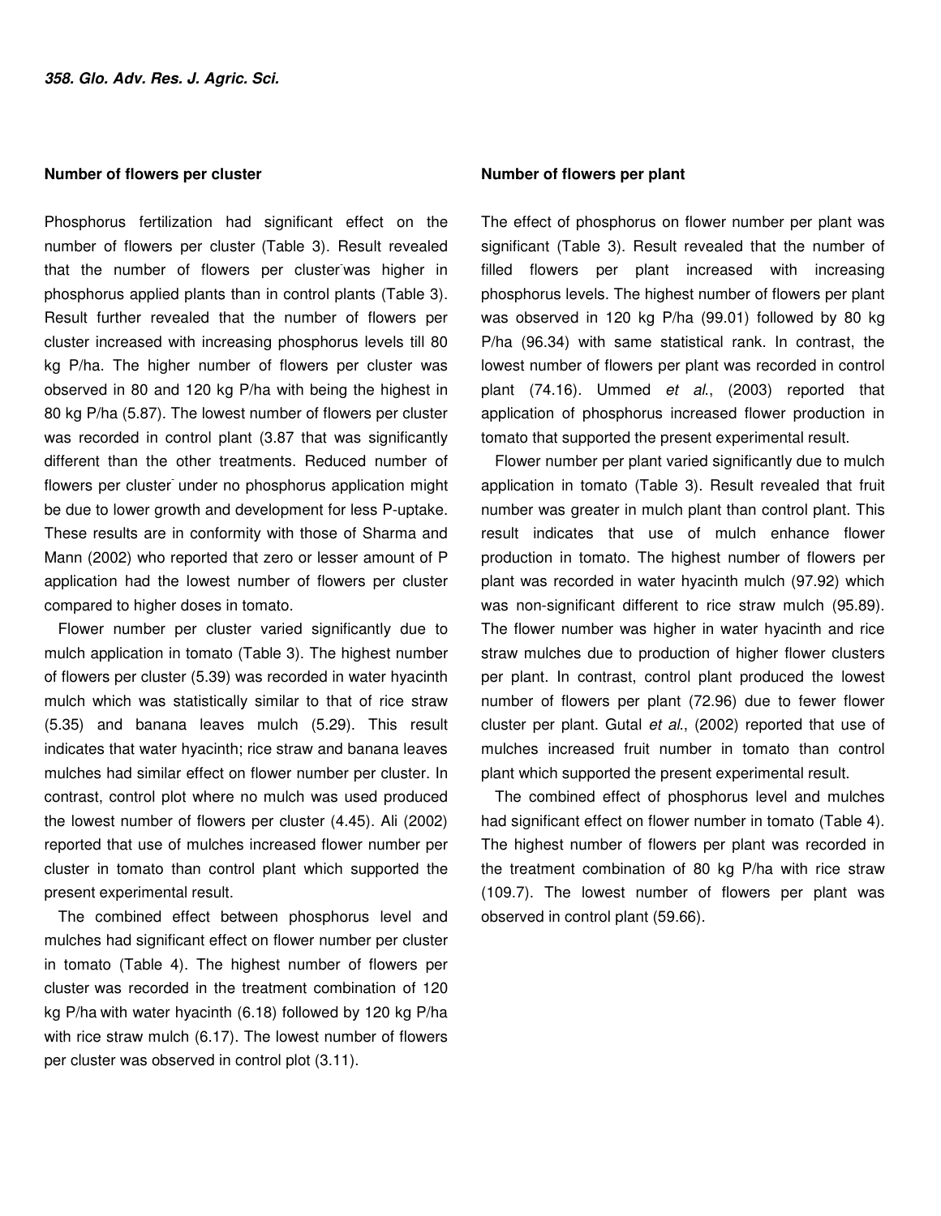### Number of flowers per cluster

Phosphorus fertilization had significant effect on the number of flowers per cluster (Table 3). Result revealed that the number of flowers per cluster was higher in phosphorus applied plants than in control plants (Table 3). Result further revealed that the number of flowers per cluster increased with increasing phosphorus levels till 80 kg P/ha. The higher number of flowers per cluster was observed in 80 and 120 kg P/ha with being the highest in 80 kg P/ha (5.87). The lowest number of flowers per cluster was recorded in control plant (3.87 that was significantly different than the other treatments. Reduced number of flowers per cluster under no phosphorus application might be due to lower growth and development for less P-uptake. These results are in conformity with those of Sharma and Mann (2002) who reported that zero or lesser amount of P application had the lowest number of flowers per cluster compared to higher doses in tomato.

Flower number per cluster varied significantly due to mulch application in tomato (Table 3). The highest number of flowers per cluster (5.39) was recorded in water hyacinth mulch which was statistically similar to that of rice straw (5.35) and banana leaves mulch (5.29). This result indicates that water hyacinth; rice straw and banana leaves mulches had similar effect on flower number per cluster. In contrast, control plot where no mulch was used produced the lowest number of flowers per cluster (4.45). Ali (2002) reported that use of mulches increased flower number per cluster in tomato than control plant which supported the present experimental result.

The combined effect between phosphorus level and mulches had significant effect on flower number per cluster in tomato (Table 4). The highest number of flowers per cluster was recorded in the treatment combination of 120 kg P/ha with water hyacinth (6.18) followed by 120 kg P/ha with rice straw mulch (6.17). The lowest number of flowers per cluster was observed in control plot (3.11).

### Number of flowers per plant

The effect of phosphorus on flower number per plant was significant (Table 3). Result revealed that the number of filled flowers per plant increased with increasing phosphorus levels. The highest number of flowers per plant was observed in 120 kg P/ha (99.01) followed by 80 kg P/ha (96.34) with same statistical rank. In contrast, the lowest number of flowers per plant was recorded in control plant (74.16). Ummed *et al.*, (2003) reported that application of phosphorus increased flower production in tomato that supported the present experimental result.

Flower number per plant varied significantly due to mulch application in tomato (Table 3). Result revealed that fruit number was greater in mulch plant than control plant. This result indicates that use of mulch enhance flower production in tomato. The highest number of flowers per plant was recorded in water hyacinth mulch (97.92) which was non-significant different to rice straw mulch (95.89). The flower number was higher in water hyacinth and rice straw mulches due to production of higher flower clusters per plant. In contrast, control plant produced the lowest number of flowers per plant (72.96) due to fewer flower cluster per plant. Gutal *et al.*, (2002) reported that use of mulches increased fruit number in tomato than control plant which supported the present experimental result.

The combined effect of phosphorus level and mulches had significant effect on flower number in tomato (Table 4). The highest number of flowers per plant was recorded in the treatment combination of 80 kg P/ha with rice straw (109.7). The lowest number of flowers per plant was observed in control plant (59.66).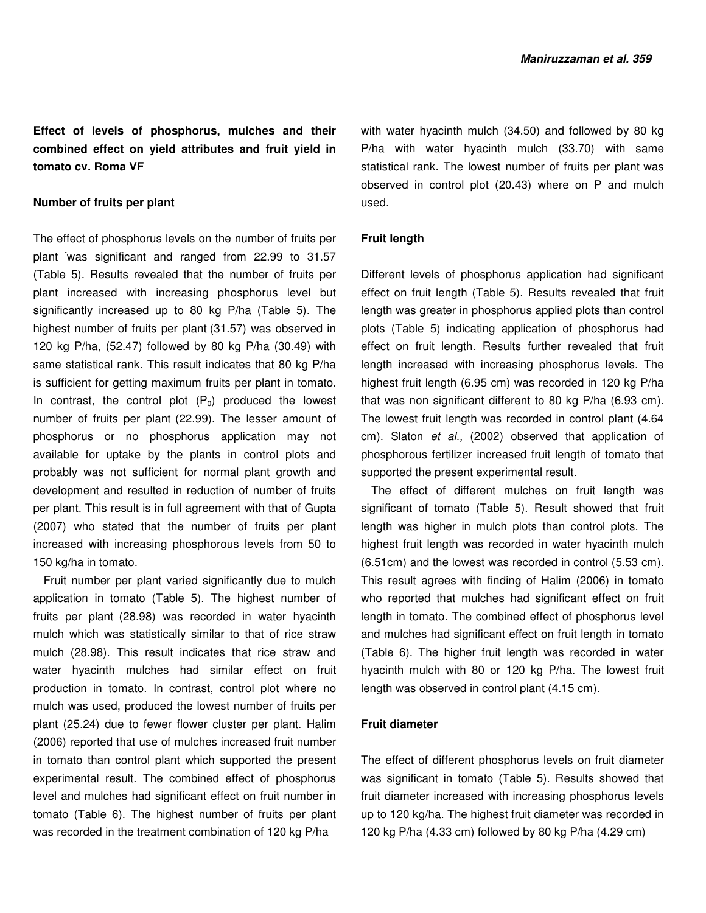**Effect of levels of phosphorus, mulches and their combined effect on yield attributes and fruit yield in tomato cv. Roma VF**

**Number of fruits per plant**

The effect of phosphorus levels on the number of fruits per plant was significant and ranged from 22.99 to 31.57 (Table 5). Results revealed that the number of fruits per plant increased with increasing phosphorus level but significantly increased up to 80 kg P/ha (Table 5). The highest number of fruits per plant (31.57) was observed in 120 kg P/ha, (52.47) followed by 80 kg P/ha (30.49) with same statistical rank. This result indicates that 80 kg P/ha is sufficient for getting maximum fruits per plant in tomato. In contrast, the control plot ($P_0$) produced the lowest number of fruits per plant (22.99). The lesser amount of phosphorus or no phosphorus application may not available for uptake by the plants in control plots and probably was not sufficient for normal plant growth and development and resulted in reduction of number of fruits per plant. This result is in full agreement with that of Gupta (2007) who stated that the number of fruits per plant increased with increasing phosphorous levels from 50 to 150 kg/ha in tomato.

Fruit number per plant varied significantly due to mulch application in tomato (Table 5). The highest number of fruits per plant (28.98) was recorded in water hyacinth mulch which was statistically similar to that of rice straw mulch (28.98). This result indicates that rice straw and water hyacinth mulches had similar effect on fruit production in tomato. In contrast, control plot where no mulch was used, produced the lowest number of fruits per plant (25.24) due to fewer flower cluster per plant. Halim (2006) reported that use of mulches increased fruit number in tomato than control plant which supported the present experimental result. The combined effect of phosphorus level and mulches had significant effect on fruit number in tomato (Table 6). The highest number of fruits per plant was recorded in the treatment combination of 120 kg P/ha with water hyacinth mulch (34.50) and followed by 80 kg P/ha with water hyacinth mulch (33.70) with same statistical rank. The lowest number of fruits per plant was observed in control plot (20.43) where on P and mulch used.

**Fruit length**

Different levels of phosphorus application had significant effect on fruit length (Table 5). Results revealed that fruit length was greater in phosphorus applied plots than control plots (Table 5) indicating application of phosphorus had effect on fruit length. Results further revealed that fruit length increased with increasing phosphorus levels. The highest fruit length (6.95 cm) was recorded in 120 kg P/ha that was non significant different to 80 kg P/ha (6.93 cm). The lowest fruit length was recorded in control plant (4.64 cm). Slaton *et al.,* (2002) observed that application of phosphorous fertilizer increased fruit length of tomato that supported the present experimental result.

The effect of different mulches on fruit length was significant of tomato (Table 5). Result showed that fruit length was higher in mulch plots than control plots. The highest fruit length was recorded in water hyacinth mulch (6.51cm) and the lowest was recorded in control (5.53 cm). This result agrees with finding of Halim (2006) in tomato who reported that mulches had significant effect on fruit length in tomato. The combined effect of phosphorus level and mulches had significant effect on fruit length in tomato (Table 6). The higher fruit length was recorded in water hyacinth mulch with 80 or 120 kg P/ha. The lowest fruit length was observed in control plant (4.15 cm).

**Fruit diameter**

The effect of different phosphorus levels on fruit diameter was significant in tomato (Table 5). Results showed that fruit diameter increased with increasing phosphorus levels up to 120 kg/ha. The highest fruit diameter was recorded in 120 kg P/ha (4.33 cm) followed by 80 kg P/ha (4.29 cm)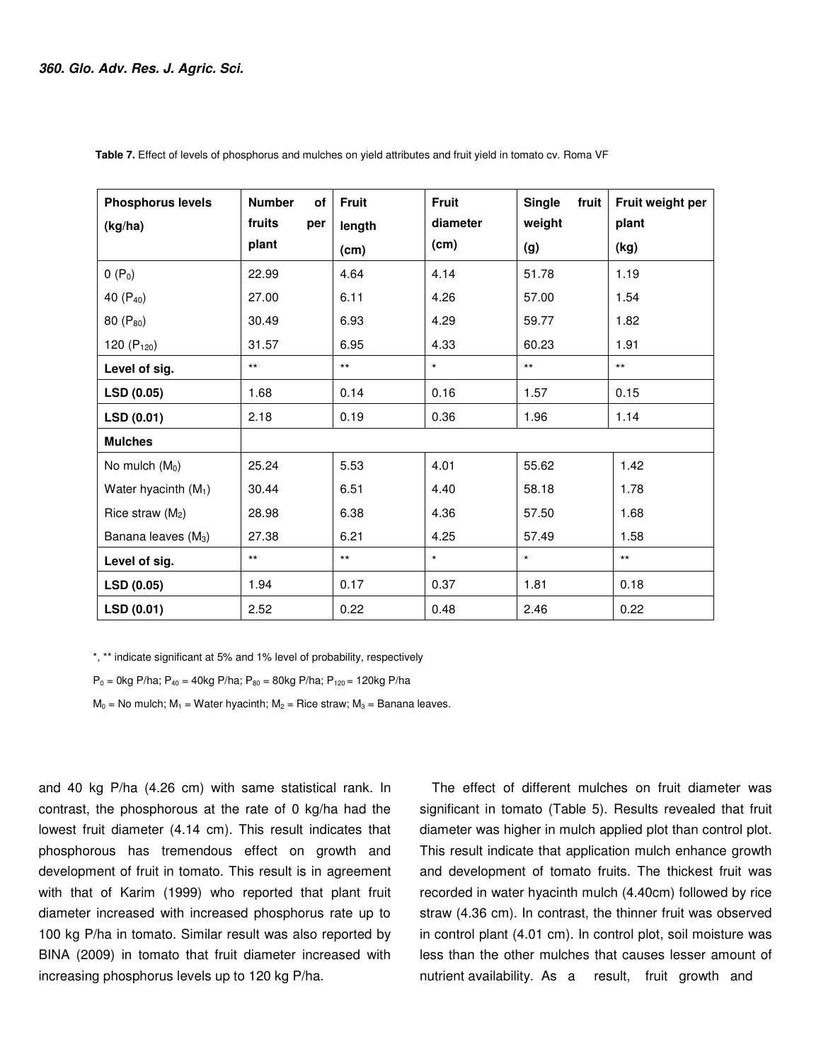**Table 7.** Effect of levels of phosphorus and mulches on yield attributes and fruit yield in tomato cv. Roma VF

| Phosphorus levels (kg/ha) | Number of fruits per plant | Fruit length (cm) | Fruit diameter (cm) | Single fruit weight (g) | Fruit weight per plant (kg) |
|---|---|---|---|---|---|
| 0 ($P_0$) | 22.99 | 4.64 | 4.14 | 51.78 | 1.19 |
| 40 ($P_{40}$) | 27.00 | 6.11 | 4.26 | 57.00 | 1.54 |
| 80 ($P_{80}$) | 30.49 | 6.93 | 4.29 | 59.77 | 1.82 |
| 120 ($P_{120}$) | 31.57 | 6.95 | 4.33 | 60.23 | 1.91 |
| **Level of sig.** | ** | ** | * | ** | ** |
| **LSD (0.05)** | 1.68 | 0.14 | 0.16 | 1.57 | 0.15 |
| **LSD (0.01)** | 2.18 | 0.19 | 0.36 | 1.96 | 1.14 |
| **Mulches** | | | | | |
| No mulch ($M_0$) | 25.24 | 5.53 | 4.01 | 55.62 | 1.42 |
| Water hyacinth ($M_1$) | 30.44 | 6.51 | 4.40 | 58.18 | 1.78 |
| Rice straw ($M_2$) | 28.98 | 6.38 | 4.36 | 57.50 | 1.68 |
| Banana leaves ($M_3$) | 27.38 | 6.21 | 4.25 | 57.49 | 1.58 |
| **Level of sig.** | ** | ** | * | * | ** |
| **LSD (0.05)** | 1.94 | 0.17 | 0.37 | 1.81 | 0.18 |
| **LSD (0.01)** | 2.52 | 0.22 | 0.48 | 2.46 | 0.22 |

*, ** indicate significant at 5% and 1% level of probability, respectively

$P_0$ = 0kg P/ha; $P_{40}$ = 40kg P/ha; $P_{80}$ = 80kg P/ha; $P_{120}$ = 120kg P/ha

$M_0$ = No mulch; $M_1$ = Water hyacinth; $M_2$ = Rice straw; $M_3$ = Banana leaves.

and 40 kg P/ha (4.26 cm) with same statistical rank. In contrast, the phosphorous at the rate of 0 kg/ha had the lowest fruit diameter (4.14 cm). This result indicates that phosphorous has tremendous effect on growth and development of fruit in tomato. This result is in agreement with that of Karim (1999) who reported that plant fruit diameter increased with increased phosphorus rate up to 100 kg P/ha in tomato. Similar result was also reported by BINA (2009) in tomato that fruit diameter increased with increasing phosphorus levels up to 120 kg P/ha.

The effect of different mulches on fruit diameter was significant in tomato (Table 5). Results revealed that fruit diameter was higher in mulch applied plot than control plot. This result indicate that application mulch enhance growth and development of tomato fruits. The thickest fruit was recorded in water hyacinth mulch (4.40cm) followed by rice straw (4.36 cm). In contrast, the thinner fruit was observed in control plant (4.01 cm). In control plot, soil moisture was less than the other mulches that causes lesser amount of nutrient availability. As a result, fruit growth and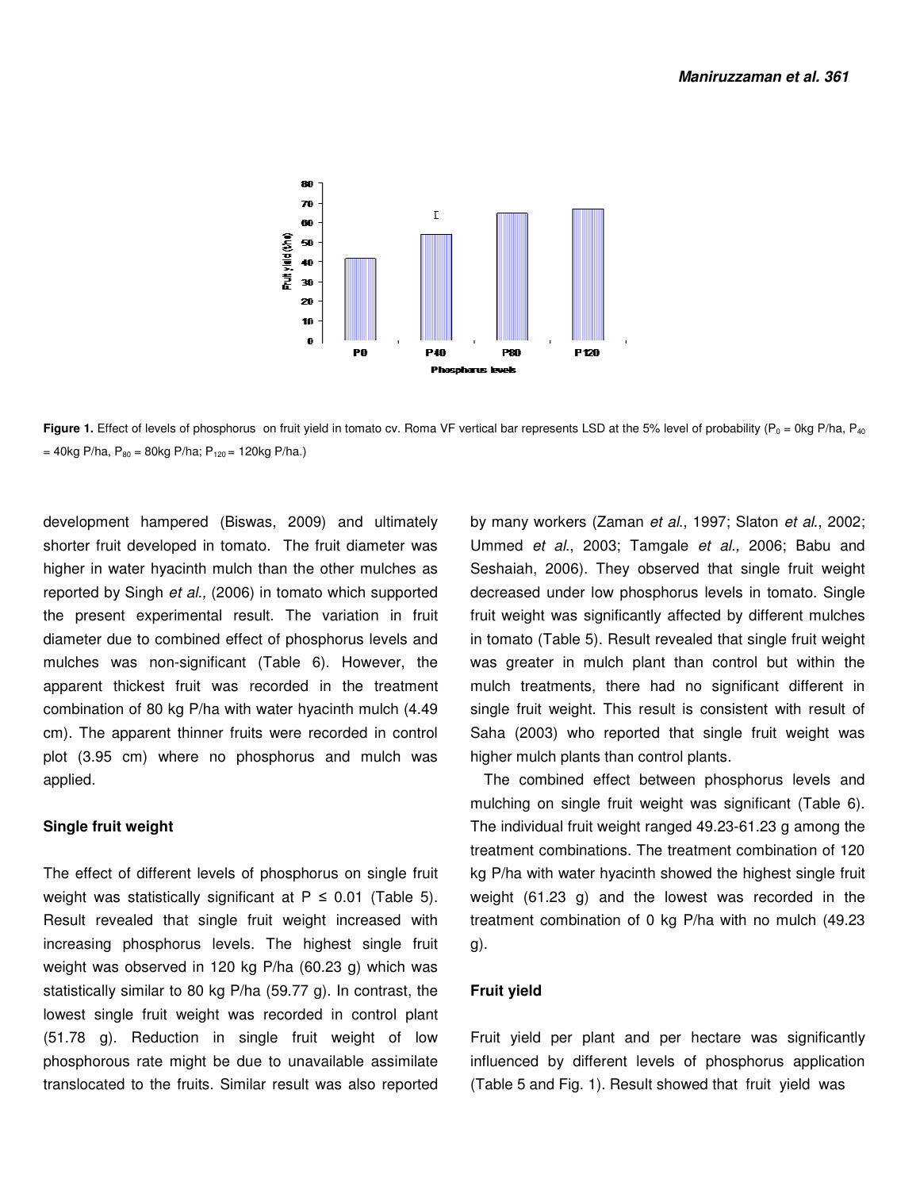**Figure 1.** Effect of levels of phosphorus on fruit yield in tomato cv. Roma VF vertical bar represents LSD at the 5% level of probability ($P_0$ = 0kg P/ha, $P_{40}$ = 40kg P/ha, $P_{80}$ = 80kg P/ha; $P_{120}$ = 120kg P/ha.)

development hampered (Biswas, 2009) and ultimately shorter fruit developed in tomato. The fruit diameter was higher in water hyacinth mulch than the other mulches as reported by Singh *et al.,* (2006) in tomato which supported the present experimental result. The variation in fruit diameter due to combined effect of phosphorus levels and mulches was non-significant (Table 6). However, the apparent thickest fruit was recorded in the treatment combination of 80 kg P/ha with water hyacinth mulch (4.49 cm). The apparent thinner fruits were recorded in control plot (3.95 cm) where no phosphorus and mulch was applied.

### Single fruit weight

The effect of different levels of phosphorus on single fruit weight was statistically significant at $P \leq 0.01$ (Table 5). Result revealed that single fruit weight increased with increasing phosphorus levels. The highest single fruit weight was observed in 120 kg P/ha (60.23 g) which was statistically similar to 80 kg P/ha (59.77 g). In contrast, the lowest single fruit weight was recorded in control plant (51.78 g). Reduction in single fruit weight of low phosphorous rate might be due to unavailable assimilate translocated to the fruits. Similar result was also reported by many workers (Zaman *et al*., 1997; Slaton *et al*., 2002; Ummed *et al*., 2003; Tamgale *et al.,* 2006; Babu and Seshaiah, 2006). They observed that single fruit weight decreased under low phosphorus levels in tomato. Single fruit weight was significantly affected by different mulches in tomato (Table 5). Result revealed that single fruit weight was greater in mulch plant than control but within the mulch treatments, there had no significant different in single fruit weight. This result is consistent with result of Saha (2003) who reported that single fruit weight was higher mulch plants than control plants.

The combined effect between phosphorus levels and mulching on single fruit weight was significant (Table 6). The individual fruit weight ranged 49.23-61.23 g among the treatment combinations. The treatment combination of 120 kg P/ha with water hyacinth showed the highest single fruit weight (61.23 g) and the lowest was recorded in the treatment combination of 0 kg P/ha with no mulch (49.23 g).

### Fruit yield

Fruit yield per plant and per hectare was significantly influenced by different levels of phosphorus application (Table 5 and Fig. 1). Result showed that fruit yield was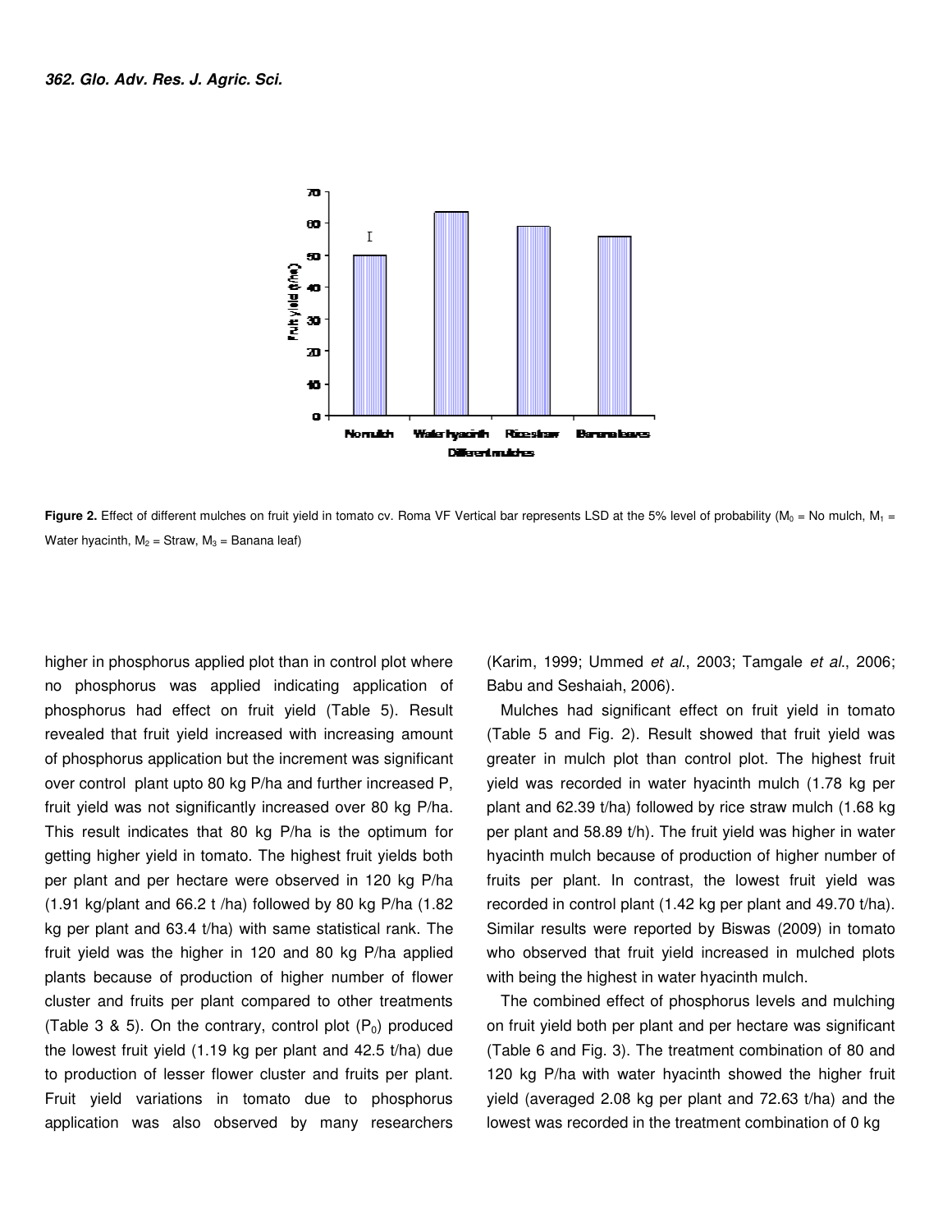Figure 2. Effect of different mulches on fruit yield in tomato cv. Roma VF Vertical bar represents LSD at the 5% level of probability ($M_0$ = No mulch, $M_1$ = Water hyacinth, $M_2$ = Straw, $M_3$ = Banana leaf)

higher in phosphorus applied plot than in control plot where no phosphorus was applied indicating application of phosphorus had effect on fruit yield (Table 5). Result revealed that fruit yield increased with increasing amount of phosphorus application but the increment was significant over control plant upto 80 kg P/ha and further increased P, fruit yield was not significantly increased over 80 kg P/ha. This result indicates that 80 kg P/ha is the optimum for getting higher yield in tomato. The highest fruit yields both per plant and per hectare were observed in 120 kg P/ha (1.91 kg/plant and 66.2 t /ha) followed by 80 kg P/ha (1.82 kg per plant and 63.4 t/ha) with same statistical rank. The fruit yield was the higher in 120 and 80 kg P/ha applied plants because of production of higher number of flower cluster and fruits per plant compared to other treatments (Table 3 & 5). On the contrary, control plot ($P_0$) produced the lowest fruit yield (1.19 kg per plant and 42.5 t/ha) due to production of lesser flower cluster and fruits per plant. Fruit yield variations in tomato due to phosphorus application was also observed by many researchers (Karim, 1999; Ummed *et al.*, 2003; Tamgale *et al.*, 2006; Babu and Seshaiah, 2006).

Mulches had significant effect on fruit yield in tomato (Table 5 and Fig. 2). Result showed that fruit yield was greater in mulch plot than control plot. The highest fruit yield was recorded in water hyacinth mulch (1.78 kg per plant and 62.39 t/ha) followed by rice straw mulch (1.68 kg per plant and 58.89 t/h). The fruit yield was higher in water hyacinth mulch because of production of higher number of fruits per plant. In contrast, the lowest fruit yield was recorded in control plant (1.42 kg per plant and 49.70 t/ha). Similar results were reported by Biswas (2009) in tomato who observed that fruit yield increased in mulched plots with being the highest in water hyacinth mulch.

The combined effect of phosphorus levels and mulching on fruit yield both per plant and per hectare was significant (Table 6 and Fig. 3). The treatment combination of 80 and 120 kg P/ha with water hyacinth showed the higher fruit yield (averaged 2.08 kg per plant and 72.63 t/ha) and the lowest was recorded in the treatment combination of 0 kg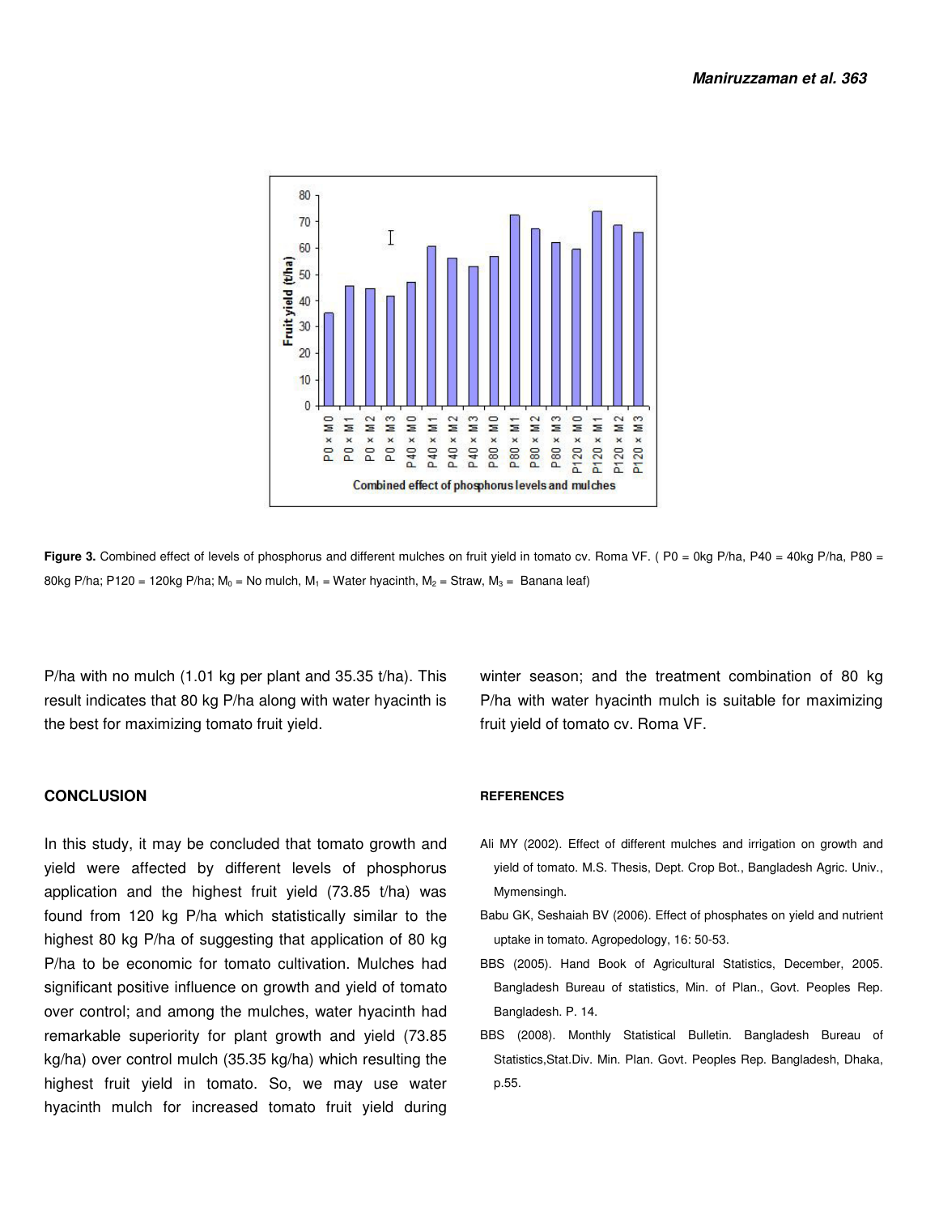Figure 3. Combined effect of levels of phosphorus and different mulches on fruit yield in tomato cv. Roma VF. ( P0 = 0kg P/ha, P40 = 40kg P/ha, P80 = 80kg P/ha; P120 = 120kg P/ha; $M_0$ = No mulch, $M_1$ = Water hyacinth, $M_2$ = Straw, $M_3$ = Banana leaf)

P/ha with no mulch (1.01 kg per plant and 35.35 t/ha). This result indicates that 80 kg P/ha along with water hyacinth is the best for maximizing tomato fruit yield.

## CONCLUSION

In this study, it may be concluded that tomato growth and yield were affected by different levels of phosphorus application and the highest fruit yield (73.85 t/ha) was found from 120 kg P/ha which statistically similar to the highest 80 kg P/ha of suggesting that application of 80 kg P/ha to be economic for tomato cultivation. Mulches had significant positive influence on growth and yield of tomato over control; and among the mulches, water hyacinth had remarkable superiority for plant growth and yield (73.85 kg/ha) over control mulch (35.35 kg/ha) which resulting the highest fruit yield in tomato. So, we may use water hyacinth mulch for increased tomato fruit yield during winter season; and the treatment combination of 80 kg P/ha with water hyacinth mulch is suitable for maximizing fruit yield of tomato cv. Roma VF.

## REFERENCES

Ali MY (2002). Effect of different mulches and irrigation on growth and yield of tomato. M.S. Thesis, Dept. Crop Bot., Bangladesh Agric. Univ., Mymensingh.

Babu GK, Seshaiah BV (2006). Effect of phosphates on yield and nutrient uptake in tomato. Agropedology, 16: 50-53.

BBS (2005). Hand Book of Agricultural Statistics, December, 2005. Bangladesh Bureau of statistics, Min. of Plan., Govt. Peoples Rep. Bangladesh. P. 14.

BBS (2008). Monthly Statistical Bulletin. Bangladesh Bureau of Statistics,Stat.Div. Min. Plan. Govt. Peoples Rep. Bangladesh, Dhaka, p.55.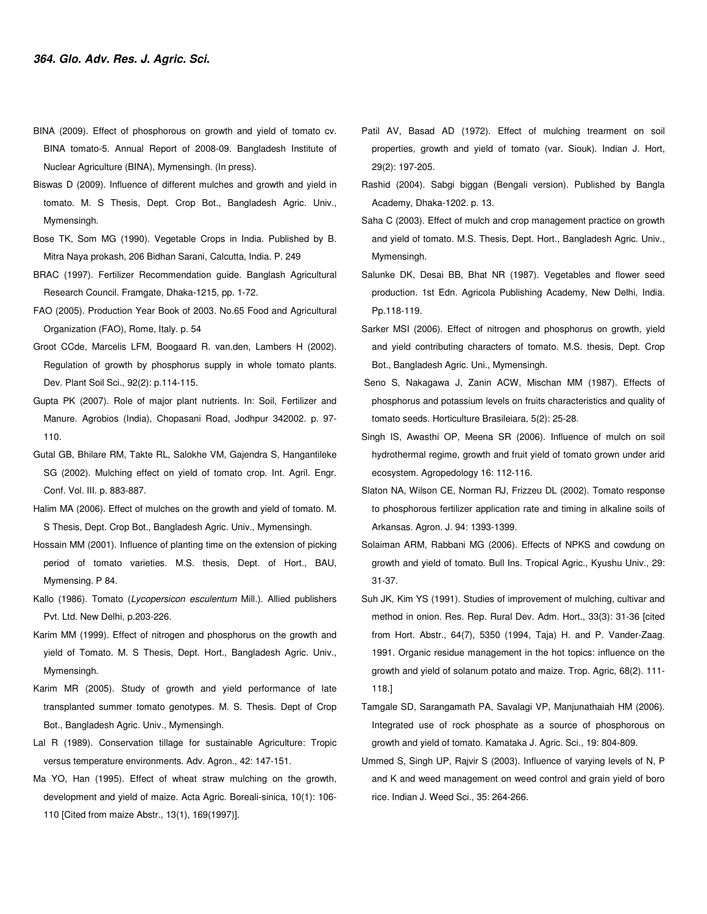BINA (2009). Effect of phosphorous on growth and yield of tomato cv. BINA tomato-5. Annual Report of 2008-09. Bangladesh Institute of Nuclear Agriculture (BINA), Mymensingh. (In press).

Biswas D (2009). Influence of different mulches and growth and yield in tomato. M. S Thesis, Dept. Crop Bot., Bangladesh Agric. Univ., Mymensingh.

Bose TK, Som MG (1990). Vegetable Crops in India. Published by B. Mitra Naya prokash, 206 Bidhan Sarani, Calcutta, India. P. 249

BRAC (1997). Fertilizer Recommendation guide. Banglash Agricultural Research Council. Framgate, Dhaka-1215, pp. 1-72.

FAO (2005). Production Year Book of 2003. No.65 Food and Agricultural Organization (FAO), Rome, Italy. p. 54

Groot CCde, Marcelis LFM, Boogaard R. van.den, Lambers H (2002). Regulation of growth by phosphorus supply in whole tomato plants. Dev. Plant Soil Sci., 92(2): p.114-115.

Gupta PK (2007). Role of major plant nutrients. In: Soil, Fertilizer and Manure. Agrobios (India), Chopasani Road, Jodhpur 342002. p. 97-110.

Gutal GB, Bhilare RM, Takte RL, Salokhe VM, Gajendra S, Hangantileke SG (2002). Mulching effect on yield of tomato crop. Int. Agril. Engr. Conf. Vol. III. p. 883-887.

Halim MA (2006). Effect of mulches on the growth and yield of tomato. M. S Thesis, Dept. Crop Bot., Bangladesh Agric. Univ., Mymensingh.

Hossain MM (2001). Influence of planting time on the extension of picking period of tomato varieties. M.S. thesis, Dept. of Hort., BAU, Mymensing. P 84.

Kallo (1986). Tomato (*Lycopersicon esculentum* Mill.). Allied publishers Pvt. Ltd. New Delhi, p.203-226.

Karim MM (1999). Effect of nitrogen and phosphorus on the growth and yield of Tomato. M. S Thesis, Dept. Hort., Bangladesh Agric. Univ., Mymensingh.

Karim MR (2005). Study of growth and yield performance of late transplanted summer tomato genotypes. M. S. Thesis. Dept of Crop Bot., Bangladesh Agric. Univ., Mymensingh.

Lal R (1989). Conservation tillage for sustainable Agriculture: Tropic versus temperature environments. Adv. Agron., 42: 147-151.

Ma YO, Han (1995). Effect of wheat straw mulching on the growth, development and yield of maize. Acta Agric. Boreali-sinica, 10(1): 106-110 [Cited from maize Abstr., 13(1), 169(1997)].

Patil AV, Basad AD (1972). Effect of mulching trearment on soil properties, growth and yield of tomato (var. Siouk). Indian J. Hort, 29(2): 197-205.

Rashid (2004). Sabgi biggan (Bengali version). Published by Bangla Academy, Dhaka-1202. p. 13.

Saha C (2003). Effect of mulch and crop management practice on growth and yield of tomato. M.S. Thesis, Dept. Hort., Bangladesh Agric. Univ., Mymensingh.

Salunke DK, Desai BB, Bhat NR (1987). Vegetables and flower seed production. 1st Edn. Agricola Publishing Academy, New Delhi, India. Pp.118-119.

Sarker MSI (2006). Effect of nitrogen and phosphorus on growth, yield and yield contributing characters of tomato. M.S. thesis, Dept. Crop Bot., Bangladesh Agric. Uni., Mymensingh.

Seno S, Nakagawa J, Zanin ACW, Mischan MM (1987). Effects of phosphorus and potassium levels on fruits characteristics and quality of tomato seeds. Horticulture Brasileiara, 5(2): 25-28.

Singh IS, Awasthi OP, Meena SR (2006). Influence of mulch on soil hydrothermal regime, growth and fruit yield of tomato grown under arid ecosystem. Agropedology 16: 112-116.

Slaton NA, Wilson CE, Norman RJ, Frizzeu DL (2002). Tomato response to phosphorous fertilizer application rate and timing in alkaline soils of Arkansas. Agron. J. 94: 1393-1399.

Solaiman ARM, Rabbani MG (2006). Effects of NPKS and cowdung on growth and yield of tomato. Bull Ins. Tropical Agric., Kyushu Univ., 29: 31-37.

Suh JK, Kim YS (1991). Studies of improvement of mulching, cultivar and method in onion. Res. Rep. Rural Dev. Adm. Hort., 33(3): 31-36 [cited from Hort. Abstr., 64(7), 5350 (1994, Taja) H. and P. Vander-Zaag. 1991. Organic residue management in the hot topics: influence on the growth and yield of solanum potato and maize. Trop. Agric, 68(2). 111-118.]

Tamgale SD, Sarangamath PA, Savalagi VP, Manjunathaiah HM (2006). Integrated use of rock phosphate as a source of phosphorous on growth and yield of tomato. Kamataka J. Agric. Sci., 19: 804-809.

Ummed S, Singh UP, Rajvir S (2003). Influence of varying levels of N, P and K and weed management on weed control and grain yield of boro rice. Indian J. Weed Sci., 35: 264-266.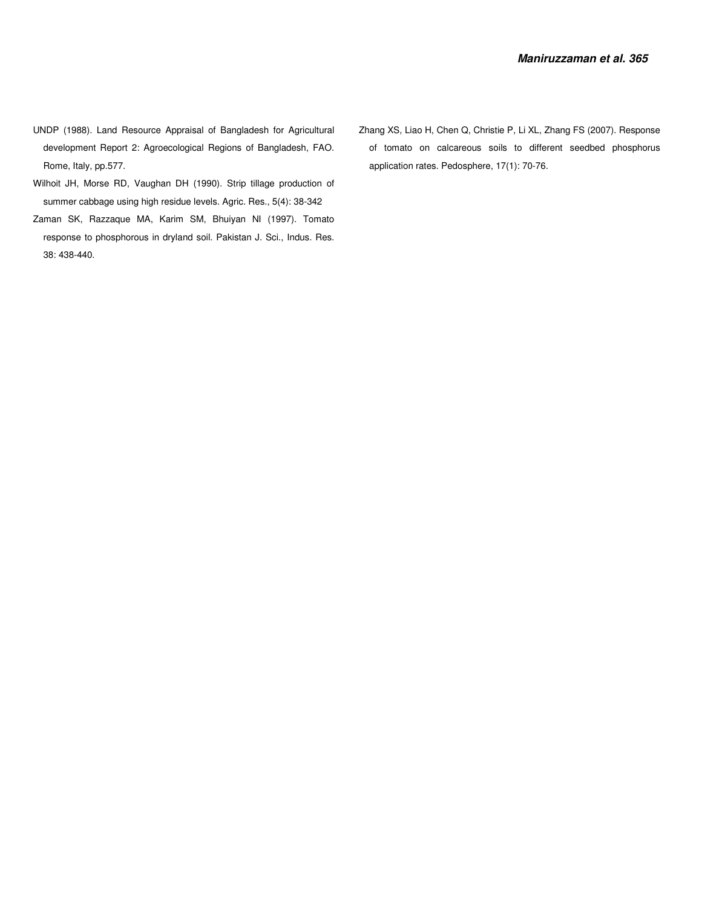UNDP (1988). Land Resource Appraisal of Bangladesh for Agricultural development Report 2: Agroecological Regions of Bangladesh, FAO. Rome, Italy, pp.577.

Wilhoit JH, Morse RD, Vaughan DH (1990). Strip tillage production of summer cabbage using high residue levels. Agric. Res., 5(4): 38-342

Zaman SK, Razzaque MA, Karim SM, Bhuiyan NI (1997). Tomato response to phosphorous in dryland soil. Pakistan J. Sci., Indus. Res. 38: 438-440.

Zhang XS, Liao H, Chen Q, Christie P, Li XL, Zhang FS (2007). Response of tomato on calcareous soils to different seedbed phosphorus application rates. Pedosphere, 17(1): 70-76.